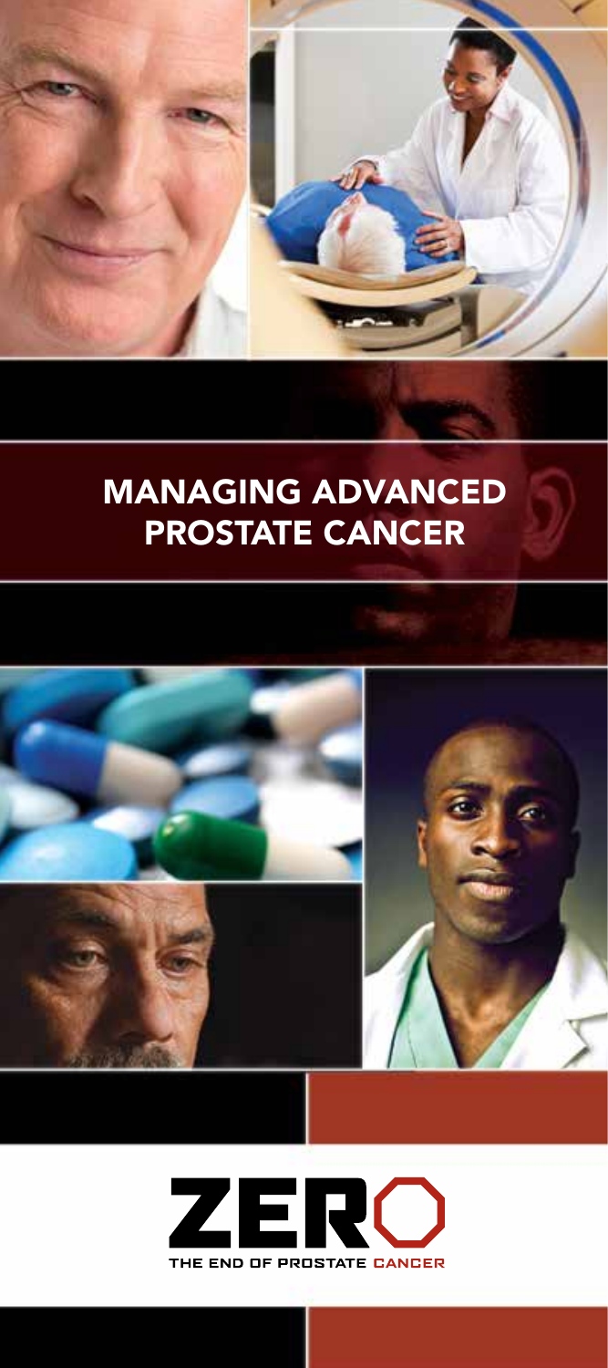# MANAGING ADVANCED PROSTATE CANCER

ZERO

THE END OF PROSTATE CANCER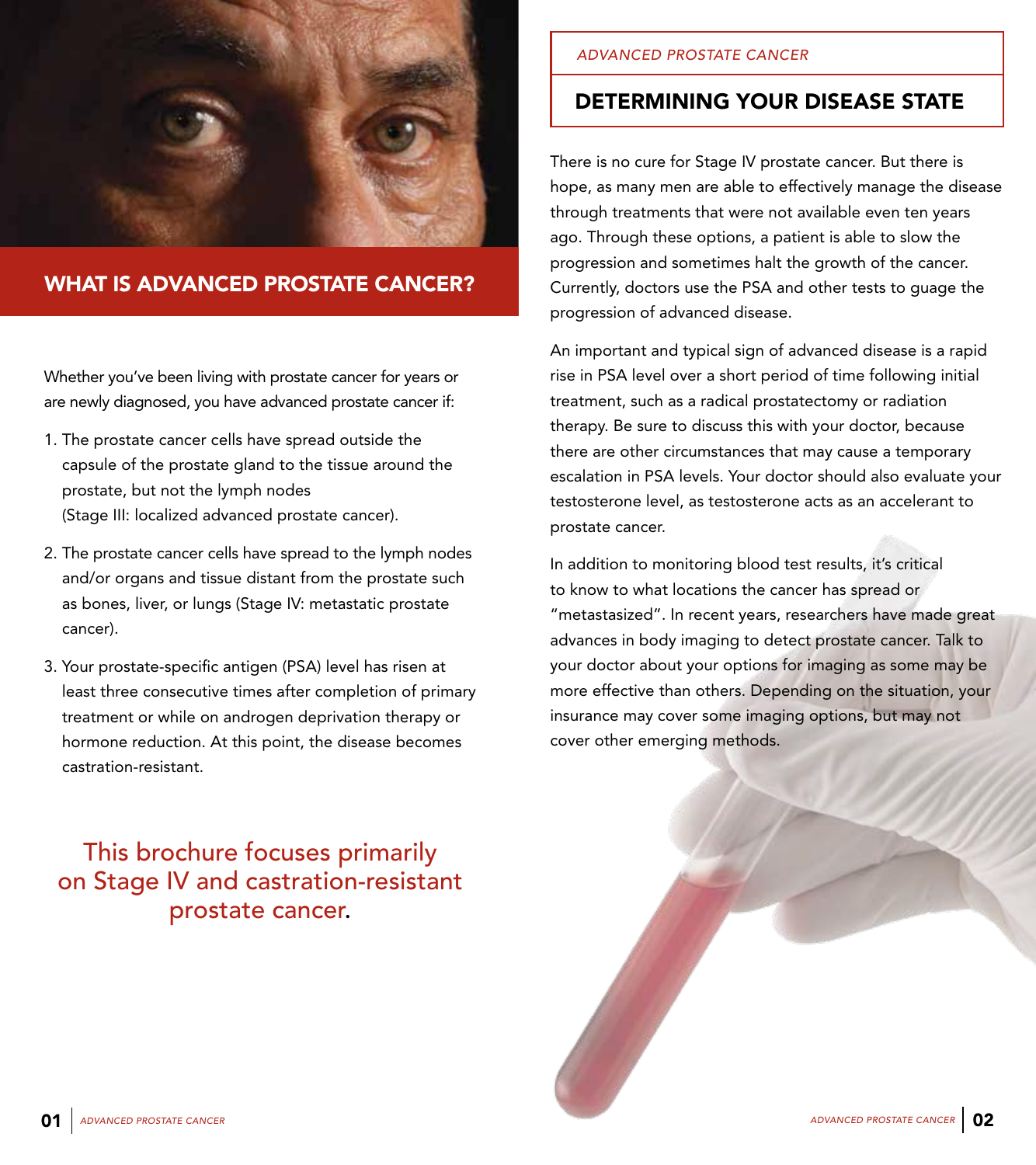## WHAT IS ADVANCED PROSTATE CANCER?

Whether you've been living with prostate cancer for years or are newly diagnosed, you have advanced prostate cancer if:

1. The prostate cancer cells have spread outside the capsule of the prostate gland to the tissue around the prostate, but not the lymph nodes (Stage III: localized advanced prostate cancer).
2. The prostate cancer cells have spread to the lymph nodes and/or organs and tissue distant from the prostate such as bones, liver, or lungs (Stage IV: metastatic prostate cancer).
3. Your prostate-specific antigen (PSA) level has risen at least three consecutive times after completion of primary treatment or while on androgen deprivation therapy or hormone reduction. At this point, the disease becomes castration-resistant.

This brochure focuses primarily on Stage IV and castration-resistant prostate cancer.

*ADVANCED PROSTATE CANCER*

## DETERMINING YOUR DISEASE STATE

There is no cure for Stage IV prostate cancer. But there is hope, as many men are able to effectively manage the disease through treatments that were not available even ten years ago. Through these options, a patient is able to slow the progression and sometimes halt the growth of the cancer. Currently, doctors use the PSA and other tests to guage the progression of advanced disease.

An important and typical sign of advanced disease is a rapid rise in PSA level over a short period of time following initial treatment, such as a radical prostatectomy or radiation therapy. Be sure to discuss this with your doctor, because there are other circumstances that may cause a temporary escalation in PSA levels. Your doctor should also evaluate your testosterone level, as testosterone acts as an accelerant to prostate cancer.

In addition to monitoring blood test results, it's critical to know to what locations the cancer has spread or "metastasized". In recent years, researchers have made great advances in body imaging to detect prostate cancer. Talk to your doctor about your options for imaging as some may be more effective than others. Depending on the situation, your insurance may cover some imaging options, but may not cover other emerging methods.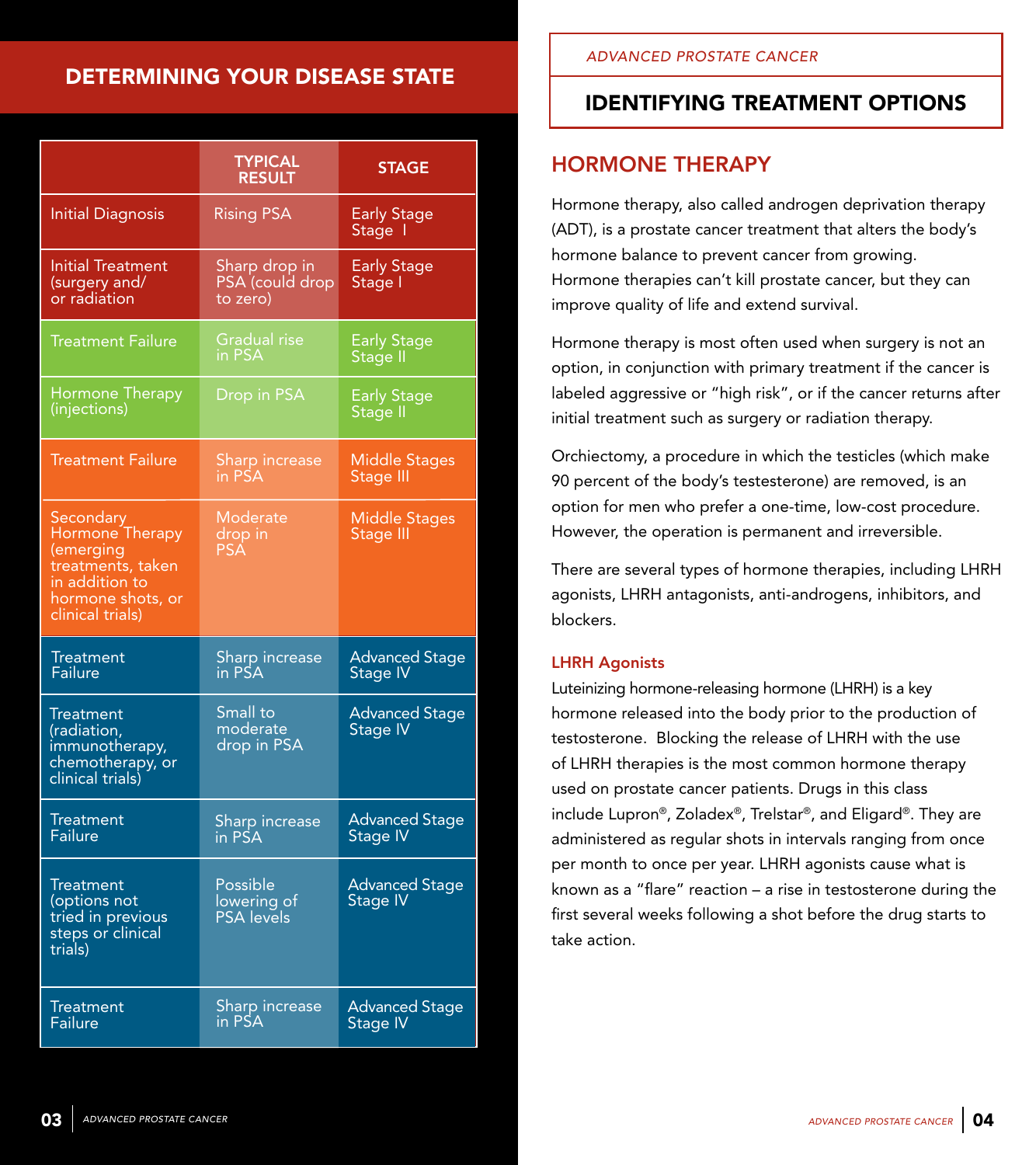## DETERMINING YOUR DISEASE STATE

| | TYPICAL RESULT | STAGE |
|---|---|---|
| Initial Diagnosis | Rising PSA | Early Stage Stage I |
| Initial Treatment (surgery and/ or radiation | Sharp drop in PSA (could drop to zero) | Early Stage Stage I |
| Treatment Failure | Gradual rise in PSA | Early Stage Stage II |
| Hormone Therapy (injections) | Drop in PSA | Early Stage Stage II |
| Treatment Failure | Sharp increase in PSA | Middle Stages Stage III |
| Secondary Hormone Therapy (emerging treatments, taken in addition to hormone shots, or clinical trials) | Moderate drop in PSA | Middle Stages Stage III |
| Treatment Failure | Sharp increase in PSA | Advanced Stage Stage IV |
| Treatment (radiation, immunotherapy, chemotherapy, or clinical trials) | Small to moderate drop in PSA | Advanced Stage Stage IV |
| Treatment Failure | Sharp increase in PSA | Advanced Stage Stage IV |
| Treatment (options not tried in previous steps or clinical trials) | Possible lowering of PSA levels | Advanced Stage Stage IV |
| Treatment Failure | Sharp increase in PSA | Advanced Stage Stage IV |

*ADVANCED PROSTATE CANCER*

## IDENTIFYING TREATMENT OPTIONS

### HORMONE THERAPY

Hormone therapy, also called androgen deprivation therapy (ADT), is a prostate cancer treatment that alters the body's hormone balance to prevent cancer from growing. Hormone therapies can't kill prostate cancer, but they can improve quality of life and extend survival.

Hormone therapy is most often used when surgery is not an option, in conjunction with primary treatment if the cancer is labeled aggressive or "high risk", or if the cancer returns after initial treatment such as surgery or radiation therapy.

Orchiectomy, a procedure in which the testicles (which make 90 percent of the body's testesterone) are removed, is an option for men who prefer a one-time, low-cost procedure. However, the operation is permanent and irreversible.

There are several types of hormone therapies, including LHRH agonists, LHRH antagonists, anti-androgens, inhibitors, and blockers.

#### LHRH Agonists

Luteinizing hormone-releasing hormone (LHRH) is a key hormone released into the body prior to the production of testosterone. Blocking the release of LHRH with the use of LHRH therapies is the most common hormone therapy used on prostate cancer patients. Drugs in this class include Lupron®, Zoladex®, Trelstar®, and Eligard®. They are administered as regular shots in intervals ranging from once per month to once per year. LHRH agonists cause what is known as a "flare" reaction – a rise in testosterone during the first several weeks following a shot before the drug starts to take action.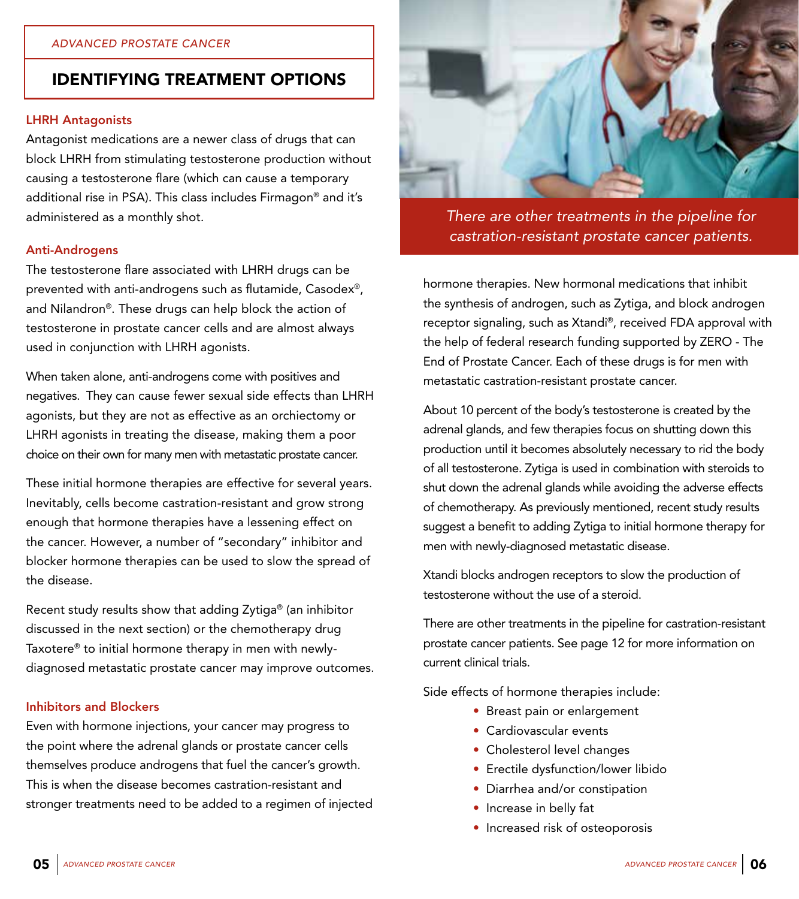*ADVANCED PROSTATE CANCER*

# IDENTIFYING TREATMENT OPTIONS

### LHRH Antagonists

Antagonist medications are a newer class of drugs that can block LHRH from stimulating testosterone production without causing a testosterone flare (which can cause a temporary additional rise in PSA). This class includes Firmagon® and it's administered as a monthly shot.

### Anti-Androgens

The testosterone flare associated with LHRH drugs can be prevented with anti-androgens such as flutamide, Casodex®, and Nilandron®. These drugs can help block the action of testosterone in prostate cancer cells and are almost always used in conjunction with LHRH agonists.

When taken alone, anti-androgens come with positives and negatives. They can cause fewer sexual side effects than LHRH agonists, but they are not as effective as an orchiectomy or LHRH agonists in treating the disease, making them a poor choice on their own for many men with metastatic prostate cancer.

These initial hormone therapies are effective for several years. Inevitably, cells become castration-resistant and grow strong enough that hormone therapies have a lessening effect on the cancer. However, a number of "secondary" inhibitor and blocker hormone therapies can be used to slow the spread of the disease.

Recent study results show that adding Zytiga® (an inhibitor discussed in the next section) or the chemotherapy drug Taxotere® to initial hormone therapy in men with newly-diagnosed metastatic prostate cancer may improve outcomes.

### Inhibitors and Blockers

Even with hormone injections, your cancer may progress to the point where the adrenal glands or prostate cancer cells themselves produce androgens that fuel the cancer's growth. This is when the disease becomes castration-resistant and stronger treatments need to be added to a regimen of injected hormone therapies. New hormonal medications that inhibit the synthesis of androgen, such as Zytiga, and block androgen receptor signaling, such as Xtandi®, received FDA approval with the help of federal research funding supported by ZERO - The End of Prostate Cancer. Each of these drugs is for men with metastatic castration-resistant prostate cancer.

*There are other treatments in the pipeline for castration-resistant prostate cancer patients.*

About 10 percent of the body's testosterone is created by the adrenal glands, and few therapies focus on shutting down this production until it becomes absolutely necessary to rid the body of all testosterone. Zytiga is used in combination with steroids to shut down the adrenal glands while avoiding the adverse effects of chemotherapy. As previously mentioned, recent study results suggest a benefit to adding Zytiga to initial hormone therapy for men with newly-diagnosed metastatic disease.

Xtandi blocks androgen receptors to slow the production of testosterone without the use of a steroid.

There are other treatments in the pipeline for castration-resistant prostate cancer patients. See page 12 for more information on current clinical trials.

Side effects of hormone therapies include:

- Breast pain or enlargement
- Cardiovascular events
- Cholesterol level changes
- Erectile dysfunction/lower libido
- Diarrhea and/or constipation
- Increase in belly fat
- Increased risk of osteoporosis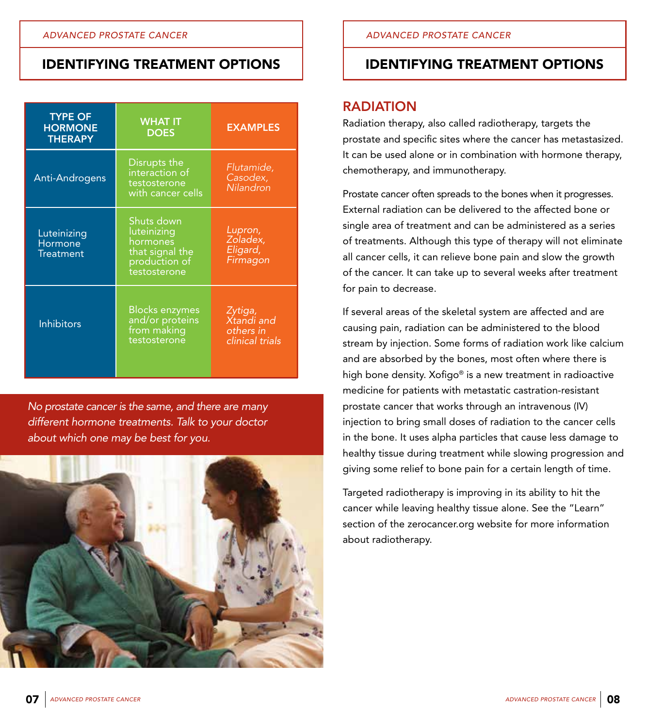## IDENTIFYING TREATMENT OPTIONS

| TYPE OF HORMONE THERAPY | WHAT IT DOES | EXAMPLES |
|---|---|---|
| Anti-Androgens | Disrupts the interaction of testosterone with cancer cells | *Flutamide, Casodex, Nilandron* |
| Luteinizing Hormone Treatment | Shuts down luteinizing hormones that signal the production of testosterone | *Lupron, Zoladex, Eligard, Firmagon* |
| Inhibitors | Blocks enzymes and/or proteins from making testosterone | *Zytiga, Xtandi and others in clinical trials* |

*No prostate cancer is the same, and there are many different hormone treatments. Talk to your doctor about which one may be best for you.*

## IDENTIFYING TREATMENT OPTIONS

### RADIATION

Radiation therapy, also called radiotherapy, targets the prostate and specific sites where the cancer has metastasized. It can be used alone or in combination with hormone therapy, chemotherapy, and immunotherapy.

Prostate cancer often spreads to the bones when it progresses. External radiation can be delivered to the affected bone or single area of treatment and can be administered as a series of treatments. Although this type of therapy will not eliminate all cancer cells, it can relieve bone pain and slow the growth of the cancer. It can take up to several weeks after treatment for pain to decrease.

If several areas of the skeletal system are affected and are causing pain, radiation can be administered to the blood stream by injection. Some forms of radiation work like calcium and are absorbed by the bones, most often where there is high bone density. Xofigo® is a new treatment in radioactive medicine for patients with metastatic castration-resistant prostate cancer that works through an intravenous (IV) injection to bring small doses of radiation to the cancer cells in the bone. It uses alpha particles that cause less damage to healthy tissue during treatment while slowing progression and giving some relief to bone pain for a certain length of time.

Targeted radiotherapy is improving in its ability to hit the cancer while leaving healthy tissue alone. See the "Learn" section of the zerocancer.org website for more information about radiotherapy.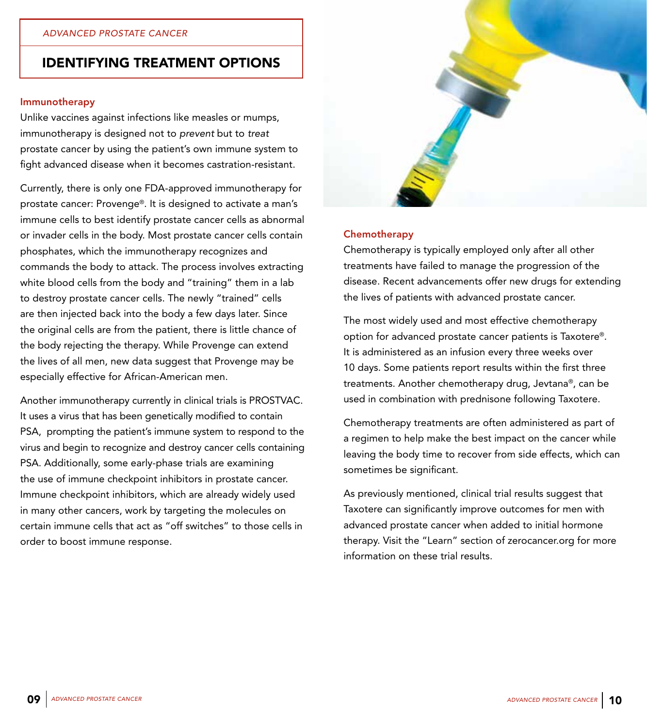*ADVANCED PROSTATE CANCER*

# IDENTIFYING TREATMENT OPTIONS

### Immunotherapy

Unlike vaccines against infections like measles or mumps, immunotherapy is designed not to *prevent* but to *treat* prostate cancer by using the patient's own immune system to fight advanced disease when it becomes castration-resistant.

Currently, there is only one FDA-approved immunotherapy for prostate cancer: Provenge®. It is designed to activate a man's immune cells to best identify prostate cancer cells as abnormal or invader cells in the body. Most prostate cancer cells contain phosphates, which the immunotherapy recognizes and commands the body to attack. The process involves extracting white blood cells from the body and "training" them in a lab to destroy prostate cancer cells. The newly "trained" cells are then injected back into the body a few days later. Since the original cells are from the patient, there is little chance of the body rejecting the therapy. While Provenge can extend the lives of all men, new data suggest that Provenge may be especially effective for African-American men.

Another immunotherapy currently in clinical trials is PROSTVAC. It uses a virus that has been genetically modified to contain PSA, prompting the patient's immune system to respond to the virus and begin to recognize and destroy cancer cells containing PSA. Additionally, some early-phase trials are examining the use of immune checkpoint inhibitors in prostate cancer. Immune checkpoint inhibitors, which are already widely used in many other cancers, work by targeting the molecules on certain immune cells that act as "off switches" to those cells in order to boost immune response.

### Chemotherapy

Chemotherapy is typically employed only after all other treatments have failed to manage the progression of the disease. Recent advancements offer new drugs for extending the lives of patients with advanced prostate cancer.

The most widely used and most effective chemotherapy option for advanced prostate cancer patients is Taxotere®. It is administered as an infusion every three weeks over 10 days. Some patients report results within the first three treatments. Another chemotherapy drug, Jevtana®, can be used in combination with prednisone following Taxotere.

Chemotherapy treatments are often administered as part of a regimen to help make the best impact on the cancer while leaving the body time to recover from side effects, which can sometimes be significant.

As previously mentioned, clinical trial results suggest that Taxotere can significantly improve outcomes for men with advanced prostate cancer when added to initial hormone therapy. Visit the "Learn" section of zerocancer.org for more information on these trial results.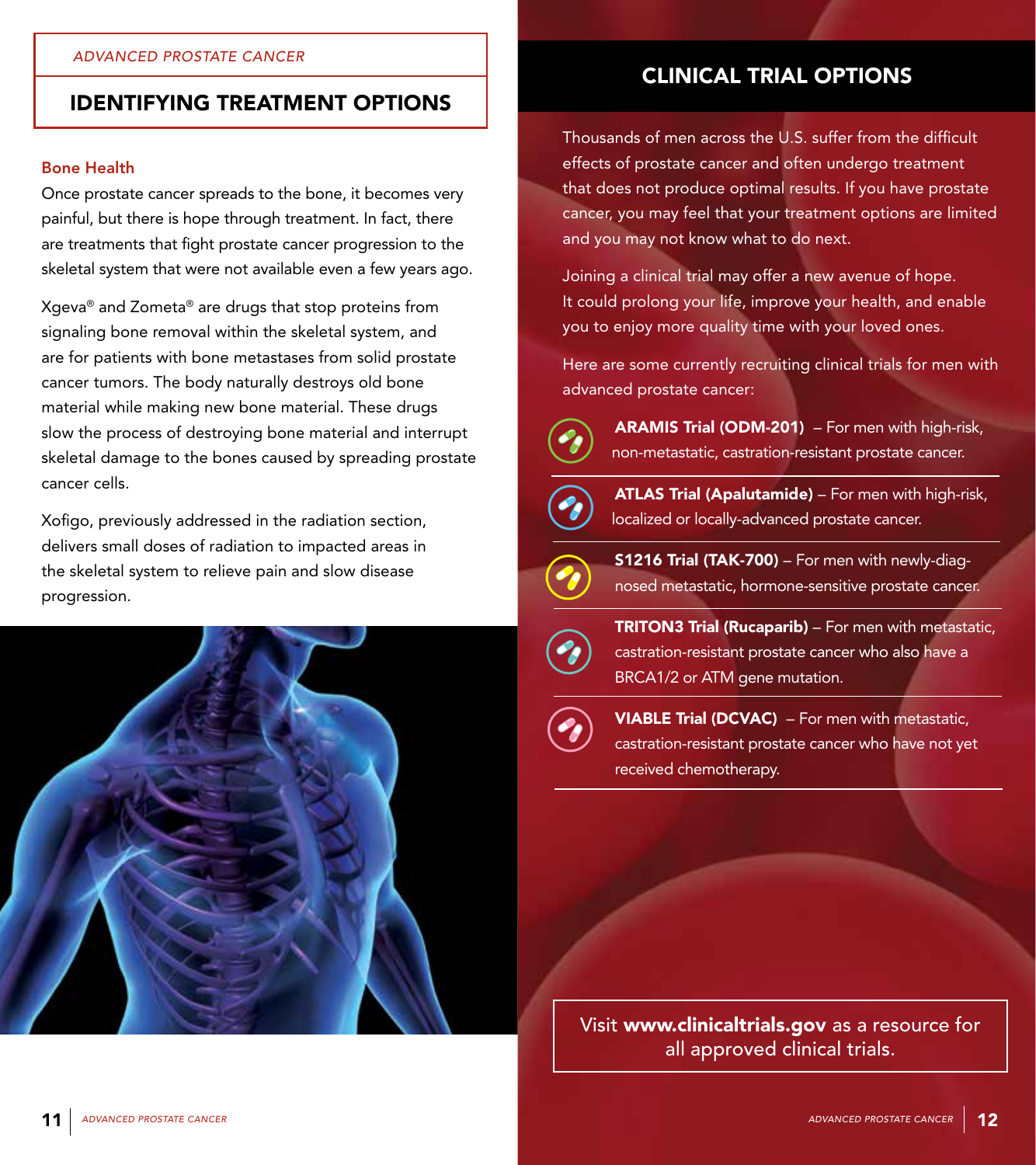*ADVANCED PROSTATE CANCER*

## IDENTIFYING TREATMENT OPTIONS

### Bone Health

Once prostate cancer spreads to the bone, it becomes very painful, but there is hope through treatment. In fact, there are treatments that fight prostate cancer progression to the skeletal system that were not available even a few years ago.

Xgeva® and Zometa® are drugs that stop proteins from signaling bone removal within the skeletal system, and are for patients with bone metastases from solid prostate cancer tumors. The body naturally destroys old bone material while making new bone material. These drugs slow the process of destroying bone material and interrupt skeletal damage to the bones caused by spreading prostate cancer cells.

Xofigo, previously addressed in the radiation section, delivers small doses of radiation to impacted areas in the skeletal system to relieve pain and slow disease progression.

## CLINICAL TRIAL OPTIONS

Thousands of men across the U.S. suffer from the difficult effects of prostate cancer and often undergo treatment that does not produce optimal results. If you have prostate cancer, you may feel that your treatment options are limited and you may not know what to do next.

Joining a clinical trial may offer a new avenue of hope. It could prolong your life, improve your health, and enable you to enjoy more quality time with your loved ones.

Here are some currently recruiting clinical trials for men with advanced prostate cancer:

- **ARAMIS Trial (ODM-201)** – For men with high-risk, non-metastatic, castration-resistant prostate cancer.
- **ATLAS Trial (Apalutamide)** – For men with high-risk, localized or locally-advanced prostate cancer.
- **S1216 Trial (TAK-700)** – For men with newly-diagnosed metastatic, hormone-sensitive prostate cancer.
- **TRITON3 Trial (Rucaparib)** – For men with metastatic, castration-resistant prostate cancer who also have a BRCA1/2 or ATM gene mutation.
- **VIABLE Trial (DCVAC)** – For men with metastatic, castration-resistant prostate cancer who have not yet received chemotherapy.

Visit **www.clinicaltrials.gov** as a resource for all approved clinical trials.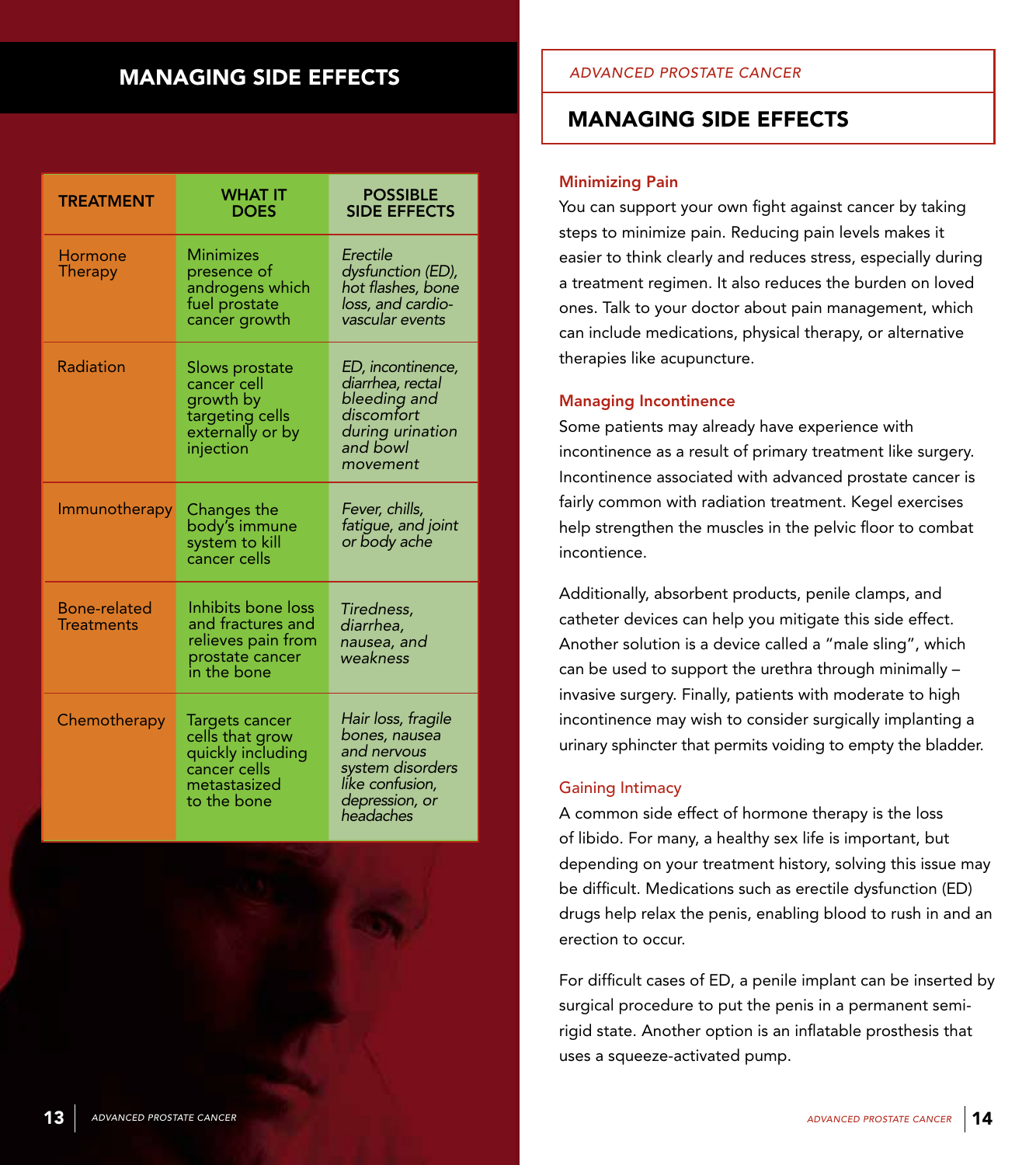## MANAGING SIDE EFFECTS

| TREATMENT | WHAT IT DOES | POSSIBLE SIDE EFFECTS |
|---|---|---|
| Hormone Therapy | Minimizes presence of androgens which fuel prostate cancer growth | *Erectile dysfunction (ED), hot flashes, bone loss, and cardio-vascular events* |
| Radiation | Slows prostate cancer cell growth by targeting cells externally or by injection | *ED, incontinence, diarrhea, rectal bleeding and discomfort during urination and bowel movement* |
| Immunotherapy | Changes the body's immune system to kill cancer cells | *Fever, chills, fatigue, and joint or body ache* |
| Bone-related Treatments | Inhibits bone loss and fractures and relieves pain from prostate cancer in the bone | *Tiredness, diarrhea, nausea, and weakness* |
| Chemotherapy | Targets cancer cells that grow quickly including cancer cells metastasized to the bone | *Hair loss, fragile bones, nausea and nervous system disorders like confusion, depression, or headaches* |

*ADVANCED PROSTATE CANCER*

## MANAGING SIDE EFFECTS

### Minimizing Pain

You can support your own fight against cancer by taking steps to minimize pain. Reducing pain levels makes it easier to think clearly and reduces stress, especially during a treatment regimen. It also reduces the burden on loved ones. Talk to your doctor about pain management, which can include medications, physical therapy, or alternative therapies like acupuncture.

### Managing Incontinence

Some patients may already have experience with incontinence as a result of primary treatment like surgery. Incontinence associated with advanced prostate cancer is fairly common with radiation treatment. Kegel exercises help strengthen the muscles in the pelvic floor to combat incontinence.

Additionally, absorbent products, penile clamps, and catheter devices can help you mitigate this side effect. Another solution is a device called a "male sling", which can be used to support the urethra through minimally – invasive surgery. Finally, patients with moderate to high incontinence may wish to consider surgically implanting a urinary sphincter that permits voiding to empty the bladder.

### Gaining Intimacy

A common side effect of hormone therapy is the loss of libido. For many, a healthy sex life is important, but depending on your treatment history, solving this issue may be difficult. Medications such as erectile dysfunction (ED) drugs help relax the penis, enabling blood to rush in and an erection to occur.

For difficult cases of ED, a penile implant can be inserted by surgical procedure to put the penis in a permanent semi-rigid state. Another option is an inflatable prosthesis that uses a squeeze-activated pump.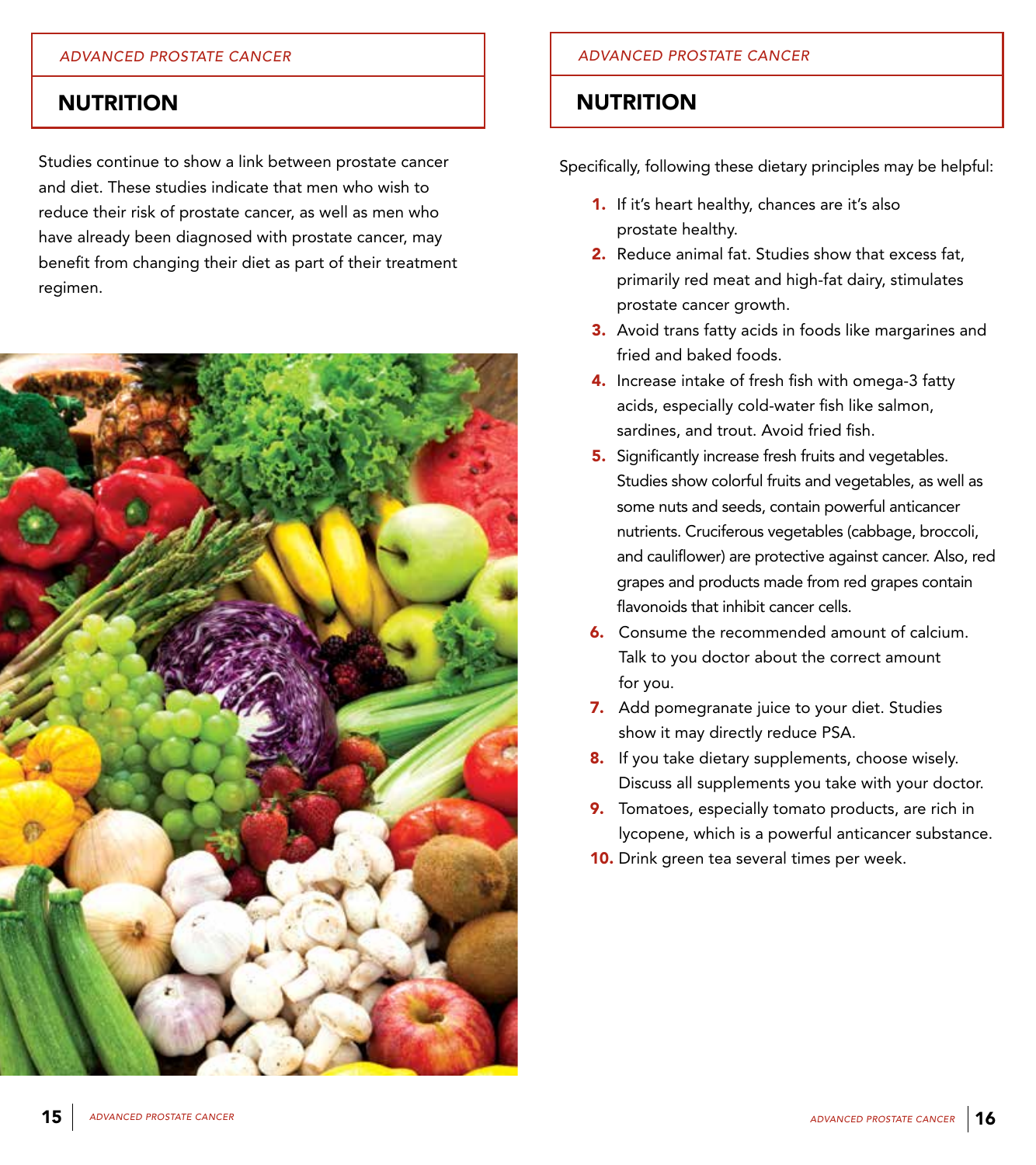## NUTRITION

Studies continue to show a link between prostate cancer and diet. These studies indicate that men who wish to reduce their risk of prostate cancer, as well as men who have already been diagnosed with prostate cancer, may benefit from changing their diet as part of their treatment regimen.

## NUTRITION

Specifically, following these dietary principles may be helpful:

1. If it's heart healthy, chances are it's also prostate healthy.
2. Reduce animal fat. Studies show that excess fat, primarily red meat and high-fat dairy, stimulates prostate cancer growth.
3. Avoid trans fatty acids in foods like margarines and fried and baked foods.
4. Increase intake of fresh fish with omega-3 fatty acids, especially cold-water fish like salmon, sardines, and trout. Avoid fried fish.
5. Significantly increase fresh fruits and vegetables. Studies show colorful fruits and vegetables, as well as some nuts and seeds, contain powerful anticancer nutrients. Cruciferous vegetables (cabbage, broccoli, and cauliflower) are protective against cancer. Also, red grapes and products made from red grapes contain flavonoids that inhibit cancer cells.
6. Consume the recommended amount of calcium. Talk to you doctor about the correct amount for you.
7. Add pomegranate juice to your diet. Studies show it may directly reduce PSA.
8. If you take dietary supplements, choose wisely. Discuss all supplements you take with your doctor.
9. Tomatoes, especially tomato products, are rich in lycopene, which is a powerful anticancer substance.
10. Drink green tea several times per week.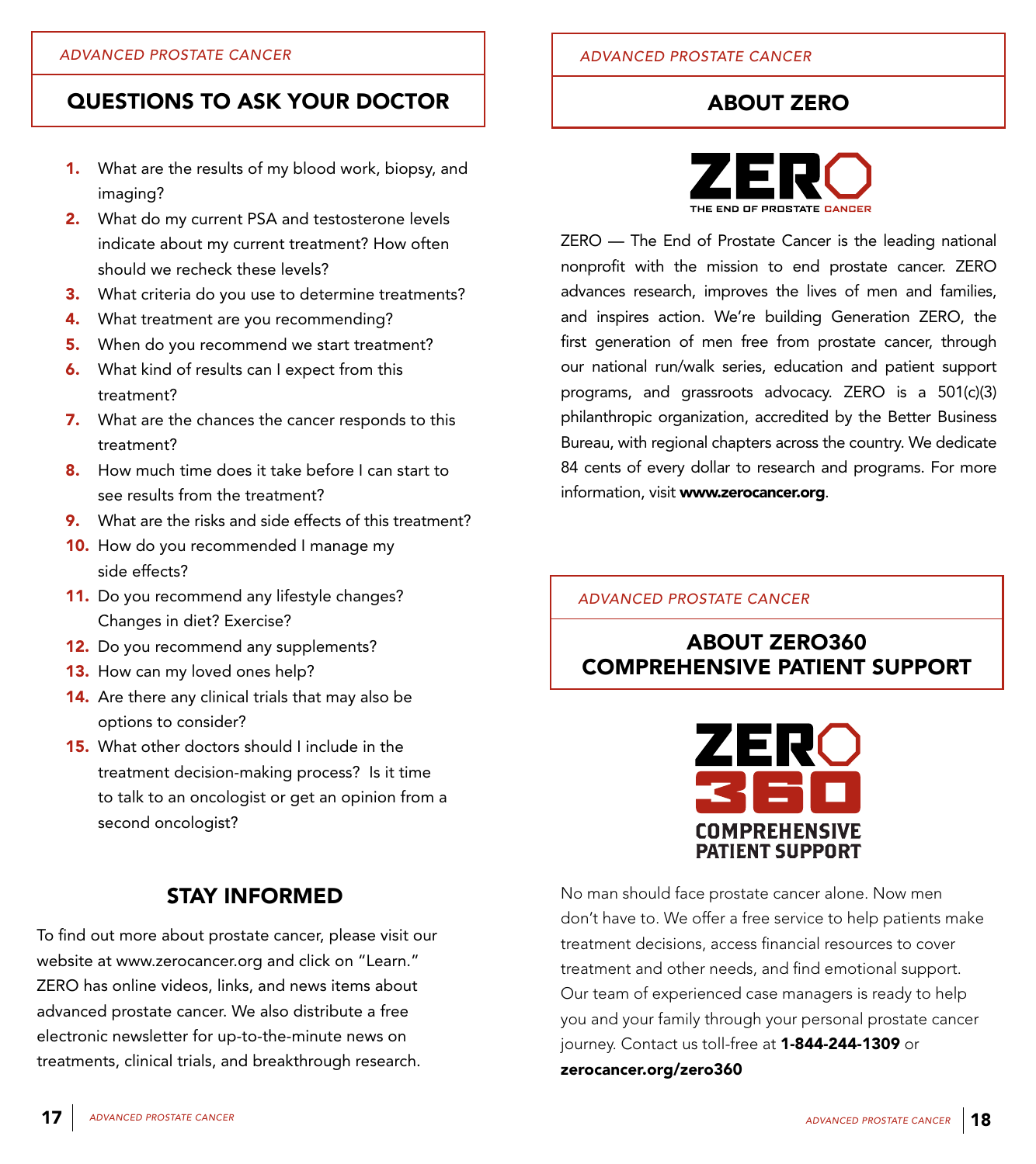*ADVANCED PROSTATE CANCER*

## QUESTIONS TO ASK YOUR DOCTOR

1. What are the results of my blood work, biopsy, and imaging?
2. What do my current PSA and testosterone levels indicate about my current treatment? How often should we recheck these levels?
3. What criteria do you use to determine treatments?
4. What treatment are you recommending?
5. When do you recommend we start treatment?
6. What kind of results can I expect from this treatment?
7. What are the chances the cancer responds to this treatment?
8. How much time does it take before I can start to see results from the treatment?
9. What are the risks and side effects of this treatment?
10. How do you recommended I manage my side effects?
11. Do you recommend any lifestyle changes? Changes in diet? Exercise?
12. Do you recommend any supplements?
13. How can my loved ones help?
14. Are there any clinical trials that may also be options to consider?
15. What other doctors should I include in the treatment decision-making process? Is it time to talk to an oncologist or get an opinion from a second oncologist?

## STAY INFORMED

To find out more about prostate cancer, please visit our website at www.zerocancer.org and click on "Learn." ZERO has online videos, links, and news items about advanced prostate cancer. We also distribute a free electronic newsletter for up-to-the-minute news on treatments, clinical trials, and breakthrough research.

*ADVANCED PROSTATE CANCER*

## ABOUT ZERO

ZERO
THE END OF PROSTATE CANCER

ZERO — The End of Prostate Cancer is the leading national nonprofit with the mission to end prostate cancer. ZERO advances research, improves the lives of men and families, and inspires action. We're building Generation ZERO, the first generation of men free from prostate cancer, through our national run/walk series, education and patient support programs, and grassroots advocacy. ZERO is a 501(c)(3) philanthropic organization, accredited by the Better Business Bureau, with regional chapters across the country. We dedicate 84 cents of every dollar to research and programs. For more information, visit **www.zerocancer.org**.

*ADVANCED PROSTATE CANCER*

## ABOUT ZERO360 COMPREHENSIVE PATIENT SUPPORT

ZERO 360
COMPREHENSIVE PATIENT SUPPORT

No man should face prostate cancer alone. Now men don't have to. We offer a free service to help patients make treatment decisions, access financial resources to cover treatment and other needs, and find emotional support. Our team of experienced case managers is ready to help you and your family through your personal prostate cancer journey. Contact us toll-free at **1-844-244-1309** or **zerocancer.org/zero360**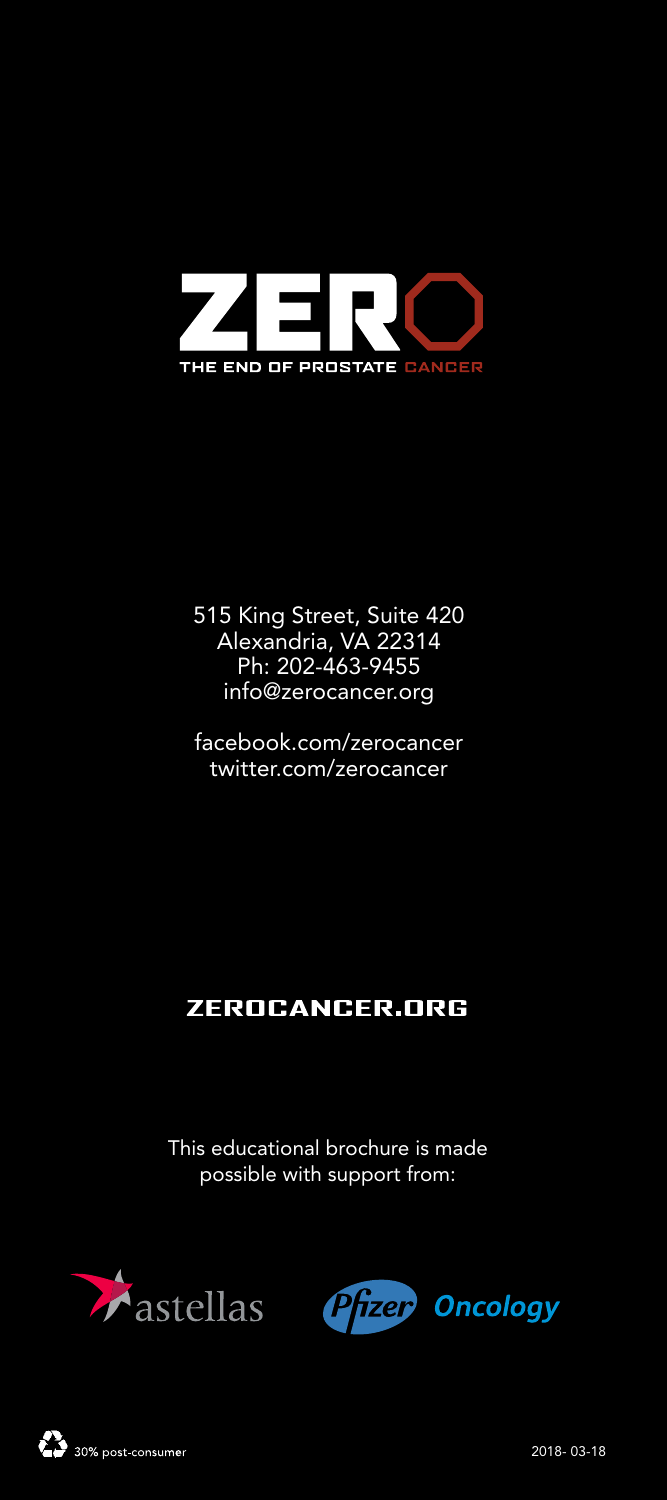ZERO

THE END OF PROSTATE CANCER

515 King Street, Suite 420
Alexandria, VA 22314
Ph: 202-463-9455
info@zerocancer.org

facebook.com/zerocancer
twitter.com/zerocancer

**ZEROCANCER.ORG**

This educational brochure is made possible with support from:

astellas

Pfizer Oncology

30% post-consumer

2018- 03-18